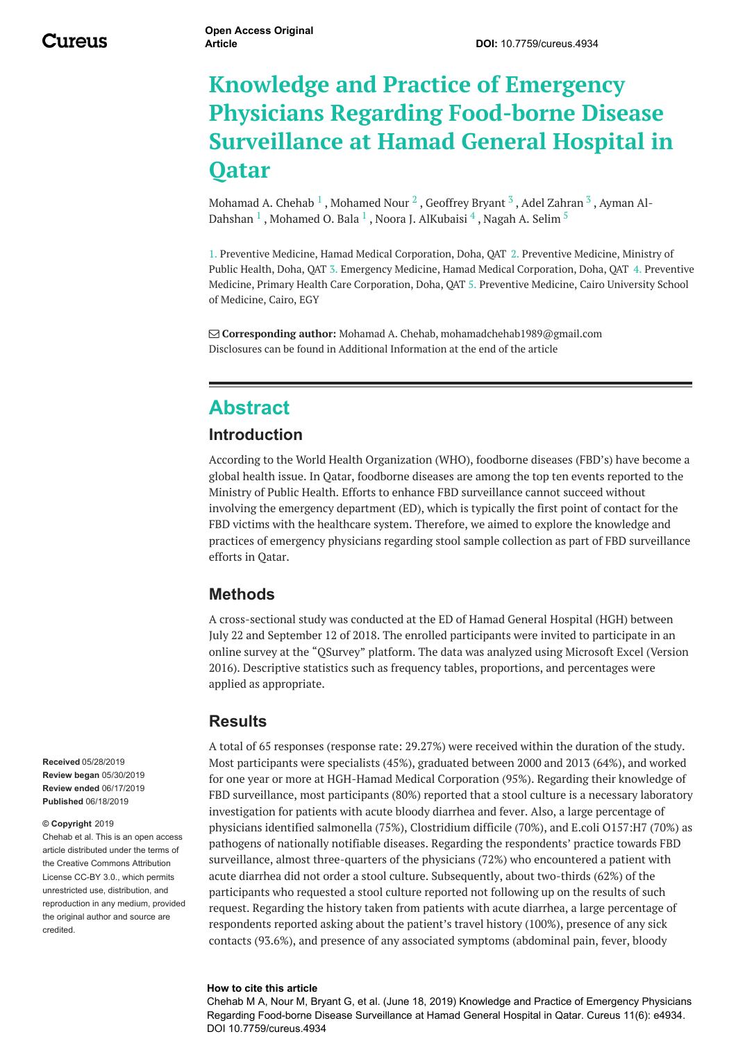Open Access Original Article

DOI: 10.7759/cureus.4934

# Knowledge and Practice of Emergency Physicians Regarding Food-borne Disease Surveillance at Hamad General Hospital in Qatar

Mohamad A. Chehab [1] , Mohamed Nour [2] , Geoffrey Bryant [3] , Adel Zahran [3] , Ayman Al-Dahshan [1] , Mohamed O. Bala [1] , Noora J. AlKubaisi [4] , Nagah A. Selim [5]

1. Preventive Medicine, Hamad Medical Corporation, Doha, QAT 2. Preventive Medicine, Ministry of Public Health, Doha, QAT 3. Emergency Medicine, Hamad Medical Corporation, Doha, QAT 4. Preventive Medicine, Primary Health Care Corporation, Doha, QAT 5. Preventive Medicine, Cairo University School of Medicine, Cairo, EGY

**Corresponding author:** Mohamad A. Chehab, mohamadchehab1989@gmail.com
Disclosures can be found in Additional Information at the end of the article

## Abstract

### Introduction

According to the World Health Organization (WHO), foodborne diseases (FBD's) have become a global health issue. In Qatar, foodborne diseases are among the top ten events reported to the Ministry of Public Health. Efforts to enhance FBD surveillance cannot succeed without involving the emergency department (ED), which is typically the first point of contact for the FBD victims with the healthcare system. Therefore, we aimed to explore the knowledge and practices of emergency physicians regarding stool sample collection as part of FBD surveillance efforts in Qatar.

### Methods

A cross-sectional study was conducted at the ED of Hamad General Hospital (HGH) between July 22 and September 12 of 2018. The enrolled participants were invited to participate in an online survey at the "QSurvey" platform. The data was analyzed using Microsoft Excel (Version 2016). Descriptive statistics such as frequency tables, proportions, and percentages were applied as appropriate.

### Results

A total of 65 responses (response rate: 29.27%) were received within the duration of the study. Most participants were specialists (45%), graduated between 2000 and 2013 (64%), and worked for one year or more at HGH-Hamad Medical Corporation (95%). Regarding their knowledge of FBD surveillance, most participants (80%) reported that a stool culture is a necessary laboratory investigation for patients with acute bloody diarrhea and fever. Also, a large percentage of physicians identified salmonella (75%), Clostridium difficile (70%), and E.coli O157:H7 (70%) as pathogens of nationally notifiable diseases. Regarding the respondents' practice towards FBD surveillance, almost three-quarters of the physicians (72%) who encountered a patient with acute diarrhea did not order a stool culture. Subsequently, about two-thirds (62%) of the participants who requested a stool culture reported not following up on the results of such request. Regarding the history taken from patients with acute diarrhea, a large percentage of respondents reported asking about the patient's travel history (100%), presence of any sick contacts (93.6%), and presence of any associated symptoms (abdominal pain, fever, bloody

**Received** 05/28/2019
**Review began** 05/30/2019
**Review ended** 06/17/2019
**Published** 06/18/2019

**© Copyright** 2019
Chehab et al. This is an open access article distributed under the terms of the Creative Commons Attribution License CC-BY 3.0., which permits unrestricted use, distribution, and reproduction in any medium, provided the original author and source are credited.

**How to cite this article**
Chehab M A, Nour M, Bryant G, et al. (June 18, 2019) Knowledge and Practice of Emergency Physicians Regarding Food-borne Disease Surveillance at Hamad General Hospital in Qatar. Cureus 11(6): e4934. DOI 10.7759/cureus.4934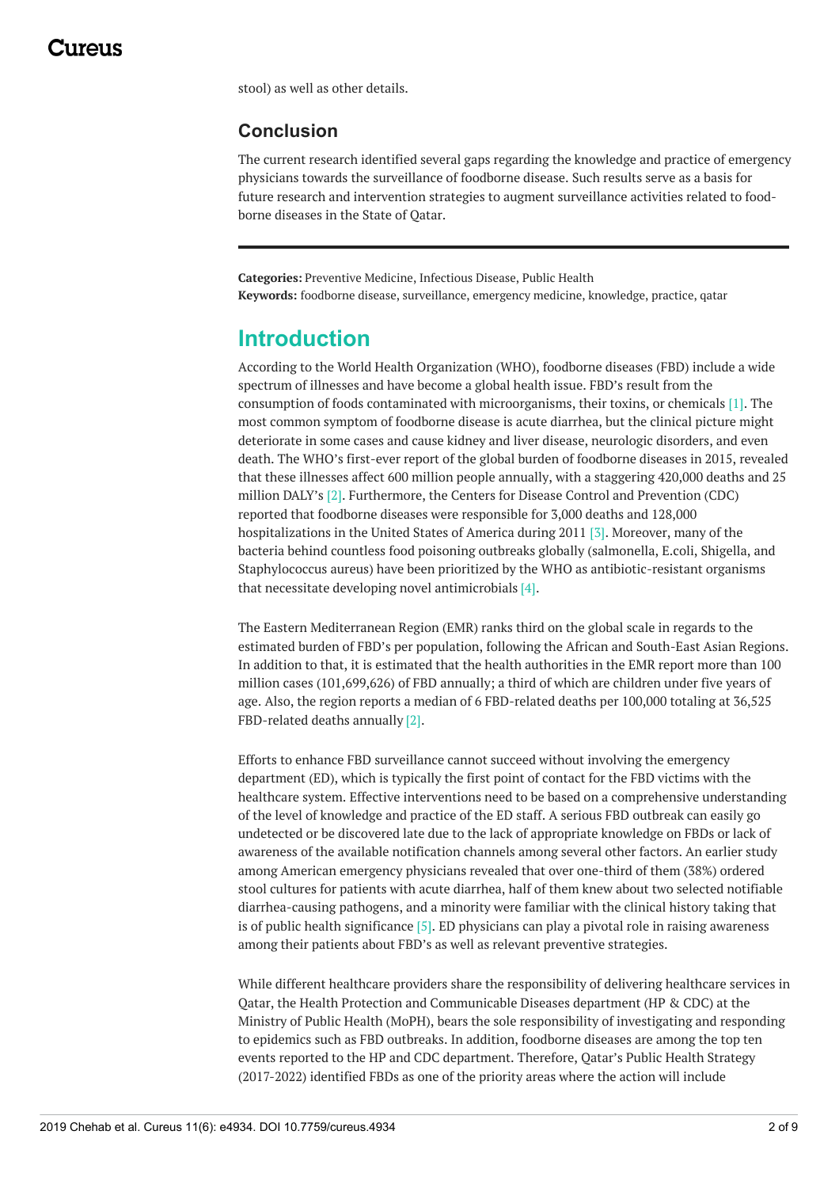stool) as well as other details.

### Conclusion

The current research identified several gaps regarding the knowledge and practice of emergency physicians towards the surveillance of foodborne disease. Such results serve as a basis for future research and intervention strategies to augment surveillance activities related to food-borne diseases in the State of Qatar.

**Categories:** Preventive Medicine, Infectious Disease, Public Health
**Keywords:** foodborne disease, surveillance, emergency medicine, knowledge, practice, qatar

## Introduction

According to the World Health Organization (WHO), foodborne diseases (FBD) include a wide spectrum of illnesses and have become a global health issue. FBD's result from the consumption of foods contaminated with microorganisms, their toxins, or chemicals [1]. The most common symptom of foodborne disease is acute diarrhea, but the clinical picture might deteriorate in some cases and cause kidney and liver disease, neurologic disorders, and even death. The WHO's first-ever report of the global burden of foodborne diseases in 2015, revealed that these illnesses affect 600 million people annually, with a staggering 420,000 deaths and 25 million DALY's [2]. Furthermore, the Centers for Disease Control and Prevention (CDC) reported that foodborne diseases were responsible for 3,000 deaths and 128,000 hospitalizations in the United States of America during 2011 [3]. Moreover, many of the bacteria behind countless food poisoning outbreaks globally (salmonella, E.coli, Shigella, and Staphylococcus aureus) have been prioritized by the WHO as antibiotic-resistant organisms that necessitate developing novel antimicrobials [4].

The Eastern Mediterranean Region (EMR) ranks third on the global scale in regards to the estimated burden of FBD's per population, following the African and South-East Asian Regions. In addition to that, it is estimated that the health authorities in the EMR report more than 100 million cases (101,699,626) of FBD annually; a third of which are children under five years of age. Also, the region reports a median of 6 FBD-related deaths per 100,000 totaling at 36,525 FBD-related deaths annually [2].

Efforts to enhance FBD surveillance cannot succeed without involving the emergency department (ED), which is typically the first point of contact for the FBD victims with the healthcare system. Effective interventions need to be based on a comprehensive understanding of the level of knowledge and practice of the ED staff. A serious FBD outbreak can easily go undetected or be discovered late due to the lack of appropriate knowledge on FBDs or lack of awareness of the available notification channels among several other factors. An earlier study among American emergency physicians revealed that over one-third of them (38%) ordered stool cultures for patients with acute diarrhea, half of them knew about two selected notifiable diarrhea-causing pathogens, and a minority were familiar with the clinical history taking that is of public health significance [5]. ED physicians can play a pivotal role in raising awareness among their patients about FBD's as well as relevant preventive strategies.

While different healthcare providers share the responsibility of delivering healthcare services in Qatar, the Health Protection and Communicable Diseases department (HP & CDC) at the Ministry of Public Health (MoPH), bears the sole responsibility of investigating and responding to epidemics such as FBD outbreaks. In addition, foodborne diseases are among the top ten events reported to the HP and CDC department. Therefore, Qatar's Public Health Strategy (2017-2022) identified FBDs as one of the priority areas where the action will include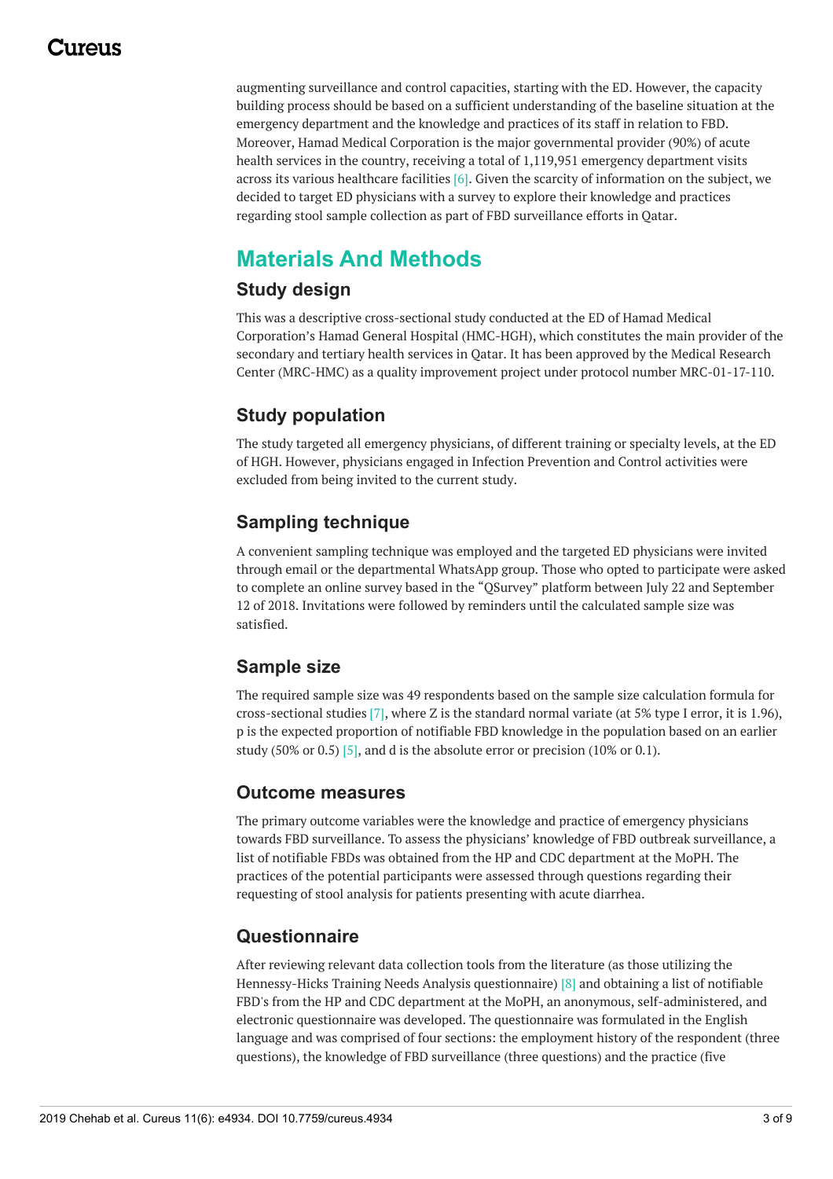augmenting surveillance and control capacities, starting with the ED. However, the capacity building process should be based on a sufficient understanding of the baseline situation at the emergency department and the knowledge and practices of its staff in relation to FBD. Moreover, Hamad Medical Corporation is the major governmental provider (90%) of acute health services in the country, receiving a total of 1,119,951 emergency department visits across its various healthcare facilities [6]. Given the scarcity of information on the subject, we decided to target ED physicians with a survey to explore their knowledge and practices regarding stool sample collection as part of FBD surveillance efforts in Qatar.

# Materials And Methods

## Study design

This was a descriptive cross-sectional study conducted at the ED of Hamad Medical Corporation's Hamad General Hospital (HMC-HGH), which constitutes the main provider of the secondary and tertiary health services in Qatar. It has been approved by the Medical Research Center (MRC-HMC) as a quality improvement project under protocol number MRC-01-17-110.

## Study population

The study targeted all emergency physicians, of different training or specialty levels, at the ED of HGH. However, physicians engaged in Infection Prevention and Control activities were excluded from being invited to the current study.

## Sampling technique

A convenient sampling technique was employed and the targeted ED physicians were invited through email or the departmental WhatsApp group. Those who opted to participate were asked to complete an online survey based in the "QSurvey" platform between July 22 and September 12 of 2018. Invitations were followed by reminders until the calculated sample size was satisfied.

## Sample size

The required sample size was 49 respondents based on the sample size calculation formula for cross-sectional studies [7], where Z is the standard normal variate (at 5% type I error, it is 1.96), p is the expected proportion of notifiable FBD knowledge in the population based on an earlier study (50% or 0.5) [5], and d is the absolute error or precision (10% or 0.1).

## Outcome measures

The primary outcome variables were the knowledge and practice of emergency physicians towards FBD surveillance. To assess the physicians' knowledge of FBD outbreak surveillance, a list of notifiable FBDs was obtained from the HP and CDC department at the MoPH. The practices of the potential participants were assessed through questions regarding their requesting of stool analysis for patients presenting with acute diarrhea.

## Questionnaire

After reviewing relevant data collection tools from the literature (as those utilizing the Hennessy-Hicks Training Needs Analysis questionnaire) [8] and obtaining a list of notifiable FBD's from the HP and CDC department at the MoPH, an anonymous, self-administered, and electronic questionnaire was developed. The questionnaire was formulated in the English language and was comprised of four sections: the employment history of the respondent (three questions), the knowledge of FBD surveillance (three questions) and the practice (five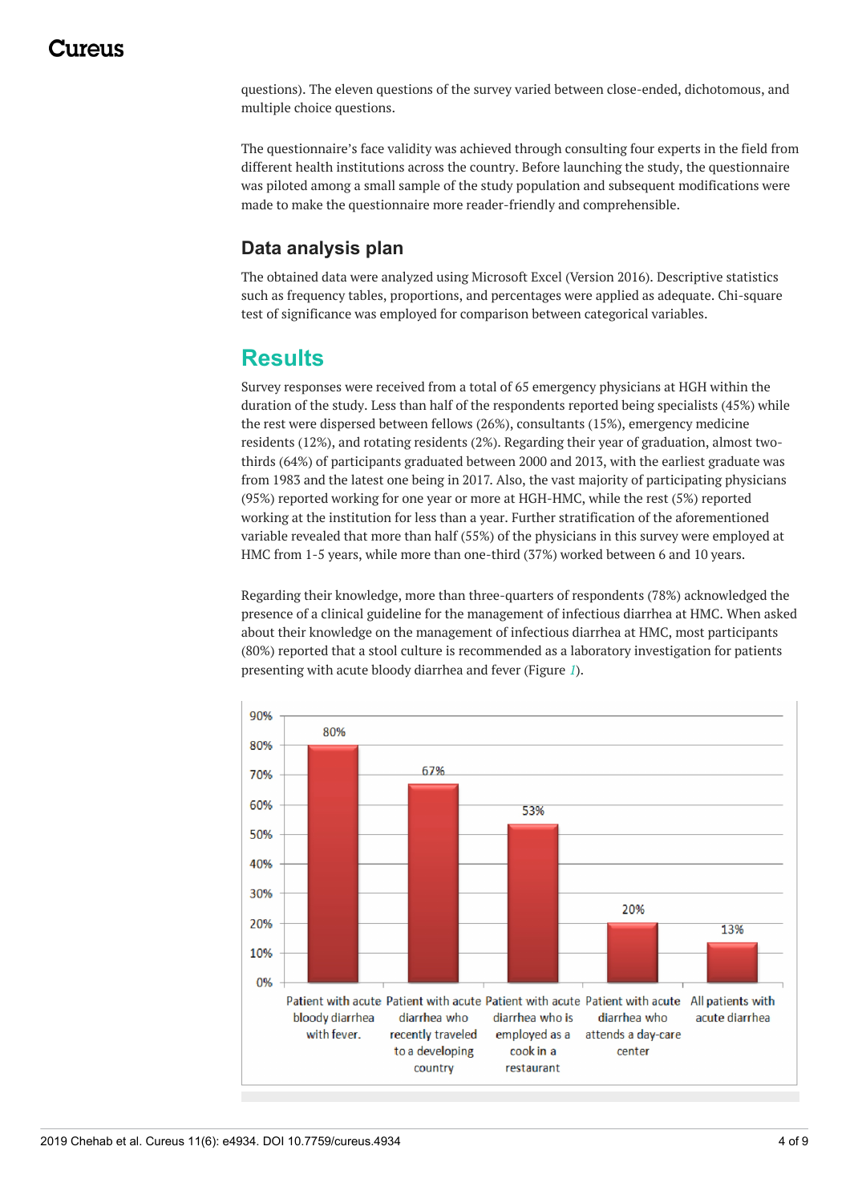questions). The eleven questions of the survey varied between close-ended, dichotomous, and multiple choice questions.

The questionnaire's face validity was achieved through consulting four experts in the field from different health institutions across the country. Before launching the study, the questionnaire was piloted among a small sample of the study population and subsequent modifications were made to make the questionnaire more reader-friendly and comprehensible.

### Data analysis plan

The obtained data were analyzed using Microsoft Excel (Version 2016). Descriptive statistics such as frequency tables, proportions, and percentages were applied as adequate. Chi-square test of significance was employed for comparison between categorical variables.

## Results

Survey responses were received from a total of 65 emergency physicians at HGH within the duration of the study. Less than half of the respondents reported being specialists (45%) while the rest were dispersed between fellows (26%), consultants (15%), emergency medicine residents (12%), and rotating residents (2%). Regarding their year of graduation, almost two-thirds (64%) of participants graduated between 2000 and 2013, with the earliest graduate was from 1983 and the latest one being in 2017. Also, the vast majority of participating physicians (95%) reported working for one year or more at HGH-HMC, while the rest (5%) reported working at the institution for less than a year. Further stratification of the aforementioned variable revealed that more than half (55%) of the physicians in this survey were employed at HMC from 1-5 years, while more than one-third (37%) worked between 6 and 10 years.

Regarding their knowledge, more than three-quarters of respondents (78%) acknowledged the presence of a clinical guideline for the management of infectious diarrhea at HMC. When asked about their knowledge on the management of infectious diarrhea at HMC, most participants (80%) reported that a stool culture is recommended as a laboratory investigation for patients presenting with acute bloody diarrhea and fever (Figure 1).

| Category | Percentage |
|---|---|
| Patient with acute bloody diarrhea with fever. | 80% |
| Patient with acute diarrhea who recently traveled to a developing country | 67% |
| Patient with acute diarrhea who is employed as a cook in a restaurant | 53% |
| Patient with acute diarrhea who attends a day-care center | 20% |
| All patients with acute diarrhea | 13% |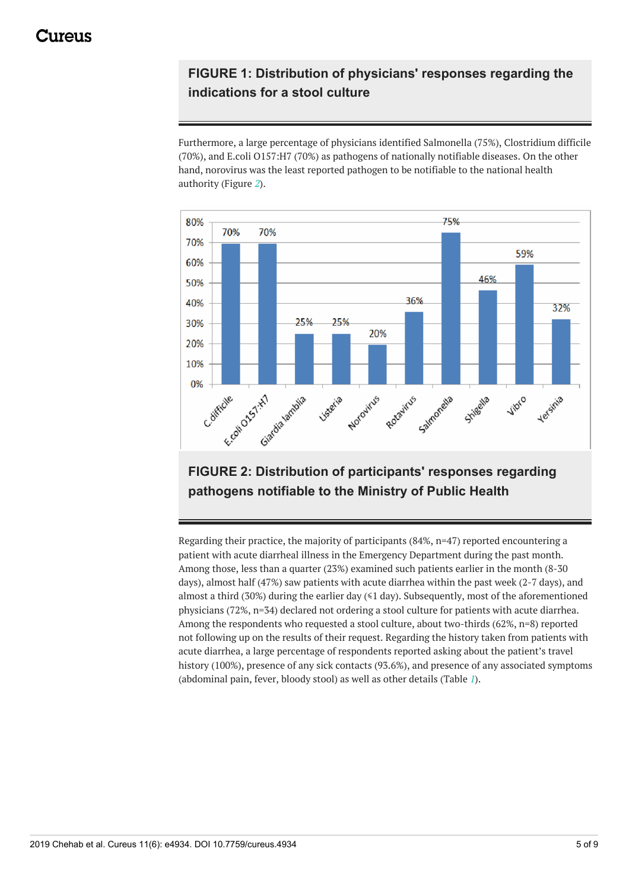#### FIGURE 1: Distribution of physicians' responses regarding the indications for a stool culture

Furthermore, a large percentage of physicians identified Salmonella (75%), Clostridium difficile (70%), and E.coli O157:H7 (70%) as pathogens of nationally notifiable diseases. On the other hand, norovirus was the least reported pathogen to be notifiable to the national health authority (Figure 2).

#### FIGURE 2: Distribution of participants' responses regarding pathogens notifiable to the Ministry of Public Health

Regarding their practice, the majority of participants (84%, n=47) reported encountering a patient with acute diarrheal illness in the Emergency Department during the past month. Among those, less than a quarter (23%) examined such patients earlier in the month (8-30 days), almost half (47%) saw patients with acute diarrhea within the past week (2-7 days), and almost a third (30%) during the earlier day (≤1 day). Subsequently, most of the aforementioned physicians (72%, n=34) declared not ordering a stool culture for patients with acute diarrhea. Among the respondents who requested a stool culture, about two-thirds (62%, n=8) reported not following up on the results of their request. Regarding the history taken from patients with acute diarrhea, a large percentage of respondents reported asking about the patient's travel history (100%), presence of any sick contacts (93.6%), and presence of any associated symptoms (abdominal pain, fever, bloody stool) as well as other details (Table 1).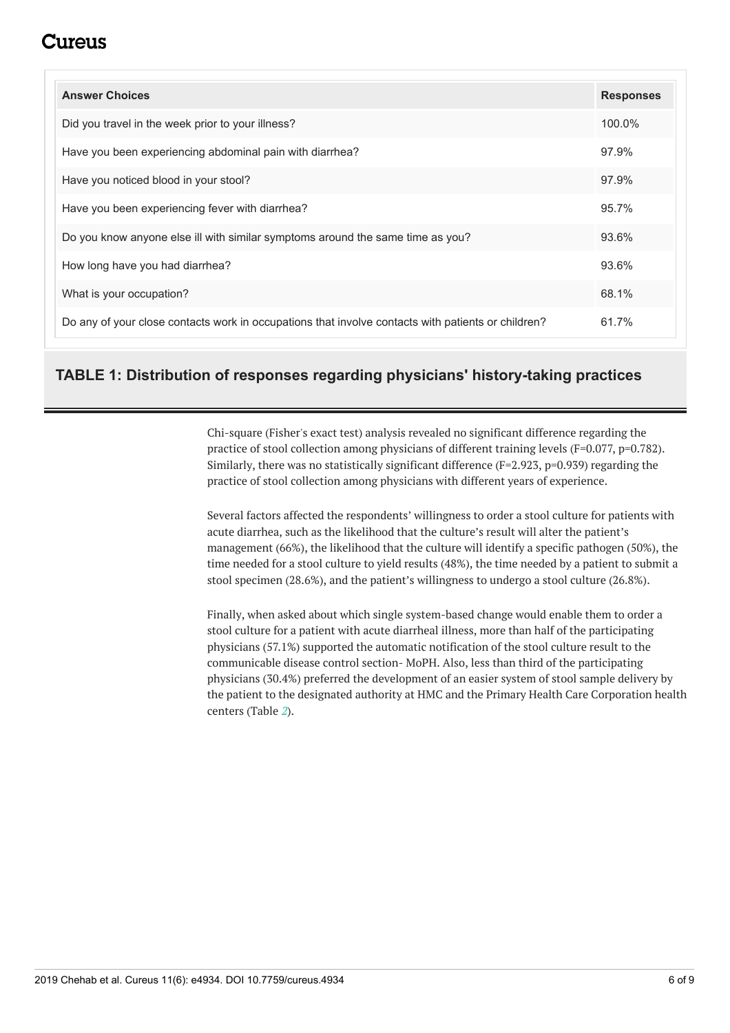| Answer Choices | Responses |
| --- | --- |
| Did you travel in the week prior to your illness? | 100.0% |
| Have you been experiencing abdominal pain with diarrhea? | 97.9% |
| Have you noticed blood in your stool? | 97.9% |
| Have you been experiencing fever with diarrhea? | 95.7% |
| Do you know anyone else ill with similar symptoms around the same time as you? | 93.6% |
| How long have you had diarrhea? | 93.6% |
| What is your occupation? | 68.1% |
| Do any of your close contacts work in occupations that involve contacts with patients or children? | 61.7% |

**TABLE 1: Distribution of responses regarding physicians' history-taking practices**

Chi-square (Fisher's exact test) analysis revealed no significant difference regarding the practice of stool collection among physicians of different training levels ($F=0.077$, $p=0.782$). Similarly, there was no statistically significant difference ($F=2.923$, $p=0.939$) regarding the practice of stool collection among physicians with different years of experience.

Several factors affected the respondents' willingness to order a stool culture for patients with acute diarrhea, such as the likelihood that the culture's result will alter the patient's management (66%), the likelihood that the culture will identify a specific pathogen (50%), the time needed for a stool culture to yield results (48%), the time needed by a patient to submit a stool specimen (28.6%), and the patient's willingness to undergo a stool culture (26.8%).

Finally, when asked about which single system-based change would enable them to order a stool culture for a patient with acute diarrheal illness, more than half of the participating physicians (57.1%) supported the automatic notification of the stool culture result to the communicable disease control section- MoPH. Also, less than third of the participating physicians (30.4%) preferred the development of an easier system of stool sample delivery by the patient to the designated authority at HMC and the Primary Health Care Corporation health centers (Table 2).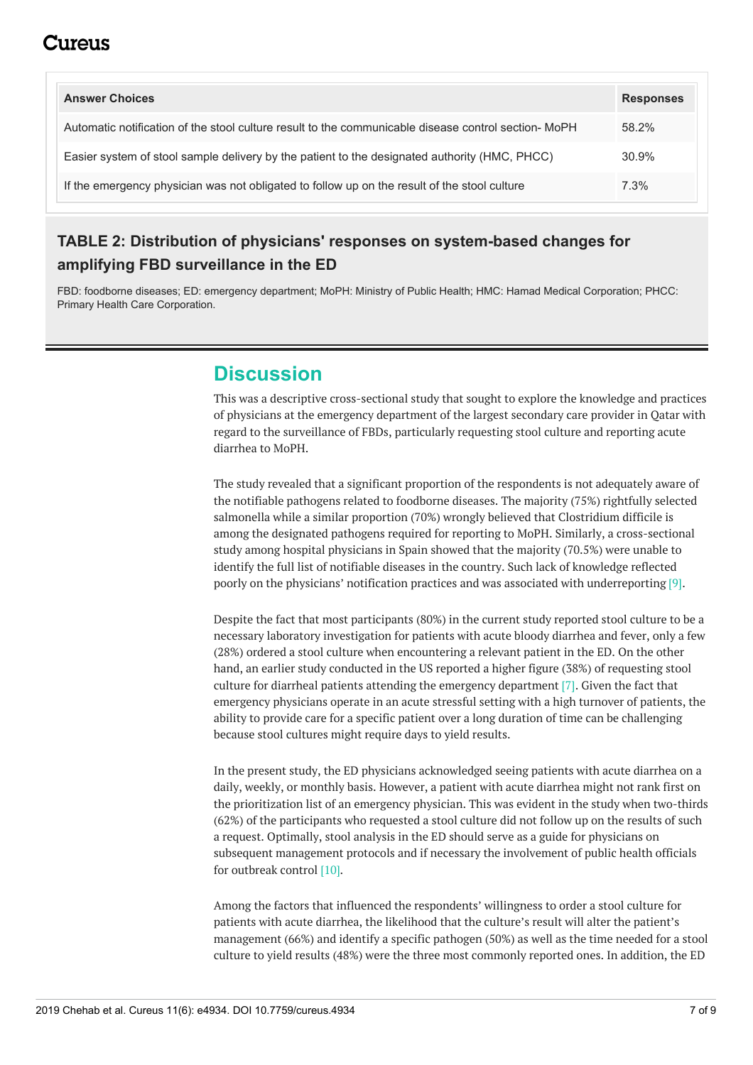| Answer Choices | Responses |
| --- | --- |
| Automatic notification of the stool culture result to the communicable disease control section- MoPH | 58.2% |
| Easier system of stool sample delivery by the patient to the designated authority (HMC, PHCC) | 30.9% |
| If the emergency physician was not obligated to follow up on the result of the stool culture | 7.3% |

**TABLE 2: Distribution of physicians' responses on system-based changes for amplifying FBD surveillance in the ED**

FBD: foodborne diseases; ED: emergency department; MoPH: Ministry of Public Health; HMC: Hamad Medical Corporation; PHCC: Primary Health Care Corporation.

## Discussion

This was a descriptive cross-sectional study that sought to explore the knowledge and practices of physicians at the emergency department of the largest secondary care provider in Qatar with regard to the surveillance of FBDs, particularly requesting stool culture and reporting acute diarrhea to MoPH.

The study revealed that a significant proportion of the respondents is not adequately aware of the notifiable pathogens related to foodborne diseases. The majority (75%) rightfully selected salmonella while a similar proportion (70%) wrongly believed that Clostridium difficile is among the designated pathogens required for reporting to MoPH. Similarly, a cross-sectional study among hospital physicians in Spain showed that the majority (70.5%) were unable to identify the full list of notifiable diseases in the country. Such lack of knowledge reflected poorly on the physicians' notification practices and was associated with underreporting [9].

Despite the fact that most participants (80%) in the current study reported stool culture to be a necessary laboratory investigation for patients with acute bloody diarrhea and fever, only a few (28%) ordered a stool culture when encountering a relevant patient in the ED. On the other hand, an earlier study conducted in the US reported a higher figure (38%) of requesting stool culture for diarrheal patients attending the emergency department [7]. Given the fact that emergency physicians operate in an acute stressful setting with a high turnover of patients, the ability to provide care for a specific patient over a long duration of time can be challenging because stool cultures might require days to yield results.

In the present study, the ED physicians acknowledged seeing patients with acute diarrhea on a daily, weekly, or monthly basis. However, a patient with acute diarrhea might not rank first on the prioritization list of an emergency physician. This was evident in the study when two-thirds (62%) of the participants who requested a stool culture did not follow up on the results of such a request. Optimally, stool analysis in the ED should serve as a guide for physicians on subsequent management protocols and if necessary the involvement of public health officials for outbreak control [10].

Among the factors that influenced the respondents' willingness to order a stool culture for patients with acute diarrhea, the likelihood that the culture's result will alter the patient's management (66%) and identify a specific pathogen (50%) as well as the time needed for a stool culture to yield results (48%) were the three most commonly reported ones. In addition, the ED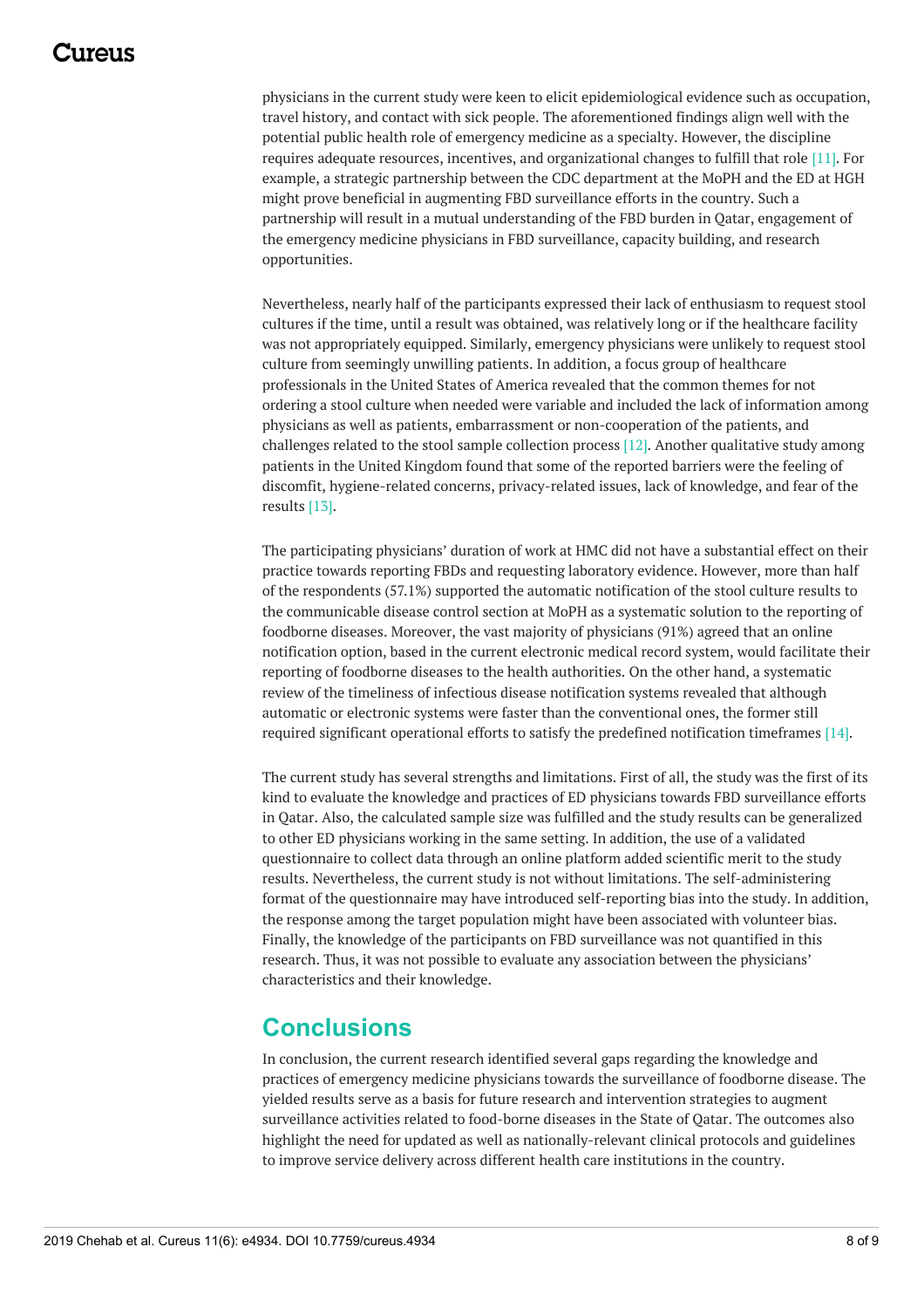physicians in the current study were keen to elicit epidemiological evidence such as occupation, travel history, and contact with sick people. The aforementioned findings align well with the potential public health role of emergency medicine as a specialty. However, the discipline requires adequate resources, incentives, and organizational changes to fulfill that role [11]. For example, a strategic partnership between the CDC department at the MoPH and the ED at HGH might prove beneficial in augmenting FBD surveillance efforts in the country. Such a partnership will result in a mutual understanding of the FBD burden in Qatar, engagement of the emergency medicine physicians in FBD surveillance, capacity building, and research opportunities.

Nevertheless, nearly half of the participants expressed their lack of enthusiasm to request stool cultures if the time, until a result was obtained, was relatively long or if the healthcare facility was not appropriately equipped. Similarly, emergency physicians were unlikely to request stool culture from seemingly unwilling patients. In addition, a focus group of healthcare professionals in the United States of America revealed that the common themes for not ordering a stool culture when needed were variable and included the lack of information among physicians as well as patients, embarrassment or non-cooperation of the patients, and challenges related to the stool sample collection process [12]. Another qualitative study among patients in the United Kingdom found that some of the reported barriers were the feeling of discomfit, hygiene-related concerns, privacy-related issues, lack of knowledge, and fear of the results [13].

The participating physicians' duration of work at HMC did not have a substantial effect on their practice towards reporting FBDs and requesting laboratory evidence. However, more than half of the respondents (57.1%) supported the automatic notification of the stool culture results to the communicable disease control section at MoPH as a systematic solution to the reporting of foodborne diseases. Moreover, the vast majority of physicians (91%) agreed that an online notification option, based in the current electronic medical record system, would facilitate their reporting of foodborne diseases to the health authorities. On the other hand, a systematic review of the timeliness of infectious disease notification systems revealed that although automatic or electronic systems were faster than the conventional ones, the former still required significant operational efforts to satisfy the predefined notification timeframes [14].

The current study has several strengths and limitations. First of all, the study was the first of its kind to evaluate the knowledge and practices of ED physicians towards FBD surveillance efforts in Qatar. Also, the calculated sample size was fulfilled and the study results can be generalized to other ED physicians working in the same setting. In addition, the use of a validated questionnaire to collect data through an online platform added scientific merit to the study results. Nevertheless, the current study is not without limitations. The self-administering format of the questionnaire may have introduced self-reporting bias into the study. In addition, the response among the target population might have been associated with volunteer bias. Finally, the knowledge of the participants on FBD surveillance was not quantified in this research. Thus, it was not possible to evaluate any association between the physicians' characteristics and their knowledge.

## Conclusions

In conclusion, the current research identified several gaps regarding the knowledge and practices of emergency medicine physicians towards the surveillance of foodborne disease. The yielded results serve as a basis for future research and intervention strategies to augment surveillance activities related to food-borne diseases in the State of Qatar. The outcomes also highlight the need for updated as well as nationally-relevant clinical protocols and guidelines to improve service delivery across different health care institutions in the country.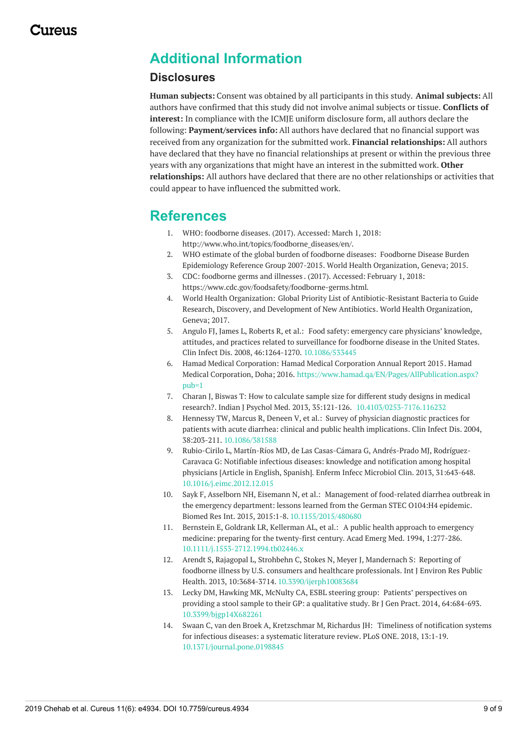## Additional Information

### Disclosures

**Human subjects:** Consent was obtained by all participants in this study. **Animal subjects:** All authors have confirmed that this study did not involve animal subjects or tissue. **Conflicts of interest:** In compliance with the ICMJE uniform disclosure form, all authors declare the following: **Payment/services info:** All authors have declared that no financial support was received from any organization for the submitted work. **Financial relationships:** All authors have declared that they have no financial relationships at present or within the previous three years with any organizations that might have an interest in the submitted work. **Other relationships:** All authors have declared that there are no other relationships or activities that could appear to have influenced the submitted work.

## References

1. WHO: foodborne diseases. (2017). Accessed: March 1, 2018: http://www.who.int/topics/foodborne_diseases/en/.
2. WHO estimate of the global burden of foodborne diseases: Foodborne Disease Burden Epidemiology Reference Group 2007-2015. World Health Organization, Geneva; 2015.
3. CDC: foodborne germs and illnesses . (2017). Accessed: February 1, 2018: https://www.cdc.gov/foodsafety/foodborne-germs.html.
4. World Health Organization: Global Priority List of Antibiotic-Resistant Bacteria to Guide Research, Discovery, and Development of New Antibiotics. World Health Organization, Geneva; 2017.
5. Angulo FJ, James L, Roberts R, et al.: Food safety: emergency care physicians' knowledge, attitudes, and practices related to surveillance for foodborne disease in the United States. Clin Infect Dis. 2008, 46:1264-1270. 10.1086/533445
6. Hamad Medical Corporation: Hamad Medical Corporation Annual Report 2015. Hamad Medical Corporation, Doha; 2016. https://www.hamad.qa/EN/Pages/AllPublication.aspx?pub=1
7. Charan J, Biswas T: How to calculate sample size for different study designs in medical research?. Indian J Psychol Med. 2013, 35:121-126. 10.4103/0253-7176.116232
8. Hennessy TW, Marcus R, Deneen V, et al.: Survey of physician diagnostic practices for patients with acute diarrhea: clinical and public health implications. Clin Infect Dis. 2004, 38:203-211. 10.1086/381588
9. Rubio-Cirilo L, Martín-Ríos MD, de Las Casas-Cámara G, Andrés-Prado MJ, Rodríguez-Caravaca G: Notifiable infectious diseases: knowledge and notification among hospital physicians [Article in English, Spanish]. Enferm Infecc Microbiol Clin. 2013, 31:643-648. 10.1016/j.eimc.2012.12.015
10. Sayk F, Asselborn NH, Eisemann N, et al.: Management of food-related diarrhea outbreak in the emergency department: lessons learned from the German STEC O104:H4 epidemic. Biomed Res Int. 2015, 2015:1-8. 10.1155/2015/480680
11. Bernstein E, Goldrank LR, Kellerman AL, et al.: A public health approach to emergency medicine: preparing for the twenty-first century. Acad Emerg Med. 1994, 1:277-286. 10.1111/j.1553-2712.1994.tb02446.x
12. Arendt S, Rajagopal L, Strohbehn C, Stokes N, Meyer J, Mandernach S: Reporting of foodborne illness by U.S. consumers and healthcare professionals. Int J Environ Res Public Health. 2013, 10:3684-3714. 10.3390/ijerph10083684
13. Lecky DM, Hawking MK, McNulty CA, ESBL steering group: Patients' perspectives on providing a stool sample to their GP: a qualitative study. Br J Gen Pract. 2014, 64:684-693. 10.3399/bjgp14X682261
14. Swaan C, van den Broek A, Kretzschmar M, Richardus JH: Timeliness of notification systems for infectious diseases: a systematic literature review. PLoS ONE. 2018, 13:1-19. 10.1371/journal.pone.0198845